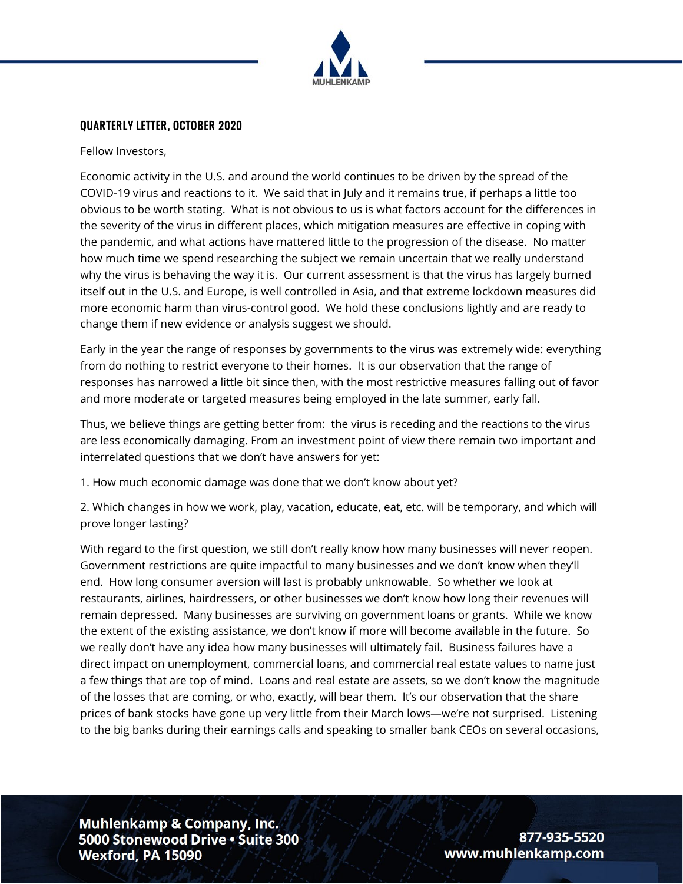## QUARTERLY LETTER, OCTOBER 2020

Fellow Investors,

Economic activity in the U.S. and around the world continues to be driven by the spread of the COVID-19 virus and reactions to it. We said that in July and it remains true, if perhaps a little too obvious to be worth stating. What is not obvious to us is what factors account for the differences in the severity of the virus in different places, which mitigation measures are effective in coping with the pandemic, and what actions have mattered little to the progression of the disease. No matter how much time we spend researching the subject we remain uncertain that we really understand why the virus is behaving the way it is. Our current assessment is that the virus has largely burned itself out in the U.S. and Europe, is well controlled in Asia, and that extreme lockdown measures did more economic harm than virus-control good. We hold these conclusions lightly and are ready to change them if new evidence or analysis suggest we should.

Early in the year the range of responses by governments to the virus was extremely wide: everything from do nothing to restrict everyone to their homes. It is our observation that the range of responses has narrowed a little bit since then, with the most restrictive measures falling out of favor and more moderate or targeted measures being employed in the late summer, early fall.

Thus, we believe things are getting better from: the virus is receding and the reactions to the virus are less economically damaging. From an investment point of view there remain two important and interrelated questions that we don't have answers for yet:

1. How much economic damage was done that we don't know about yet?

2. Which changes in how we work, play, vacation, educate, eat, etc. will be temporary, and which will prove longer lasting?

With regard to the first question, we still don't really know how many businesses will never reopen. Government restrictions are quite impactful to many businesses and we don't know when they'll end. How long consumer aversion will last is probably unknowable. So whether we look at restaurants, airlines, hairdressers, or other businesses we don't know how long their revenues will remain depressed. Many businesses are surviving on government loans or grants. While we know the extent of the existing assistance, we don't know if more will become available in the future. So we really don't have any idea how many businesses will ultimately fail. Business failures have a direct impact on unemployment, commercial loans, and commercial real estate values to name just a few things that are top of mind. Loans and real estate are assets, so we don't know the magnitude of the losses that are coming, or who, exactly, will bear them. It's our observation that the share prices of bank stocks have gone up very little from their March lows—we're not surprised. Listening to the big banks during their earnings calls and speaking to smaller bank CEOs on several occasions,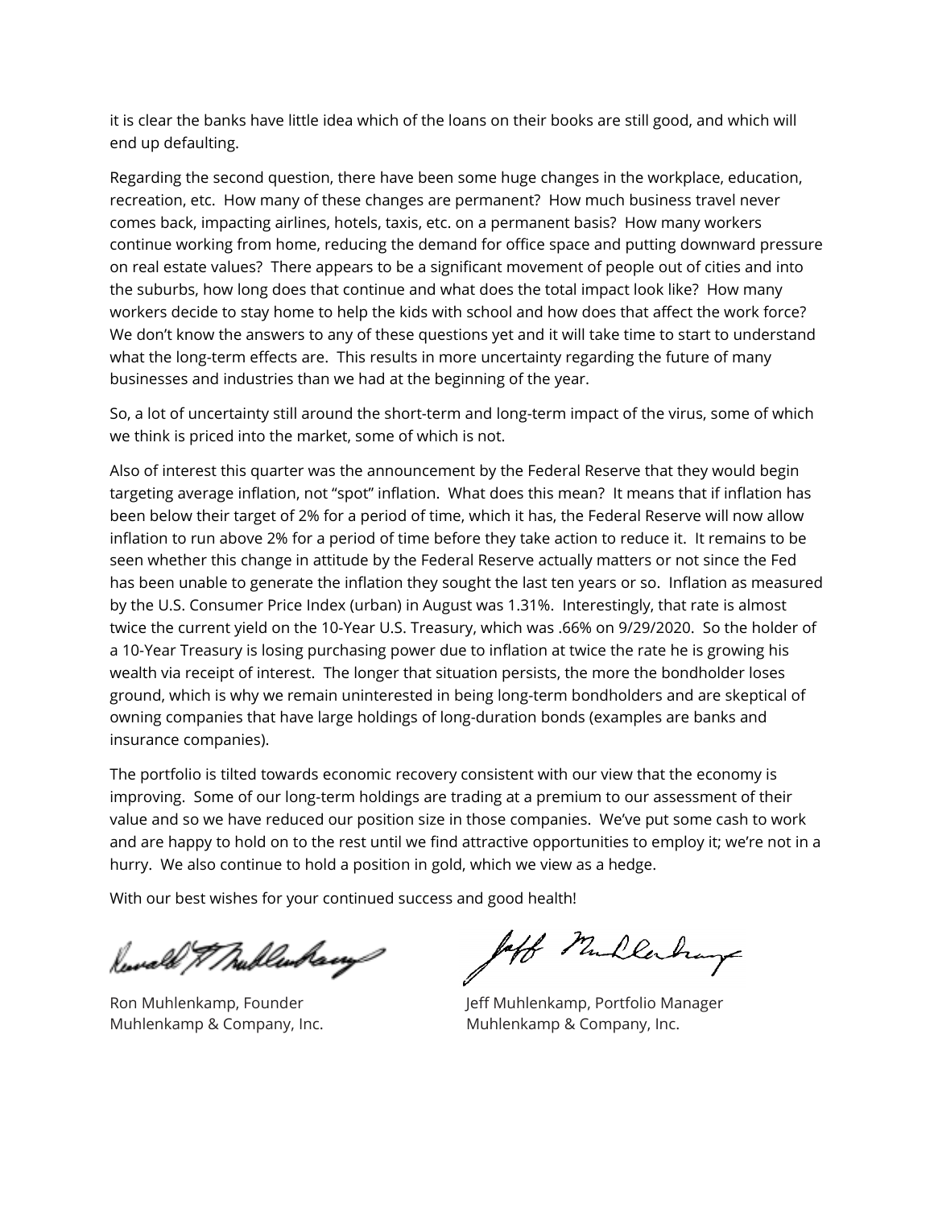it is clear the banks have little idea which of the loans on their books are still good, and which will end up defaulting.

Regarding the second question, there have been some huge changes in the workplace, education, recreation, etc. How many of these changes are permanent? How much business travel never comes back, impacting airlines, hotels, taxis, etc. on a permanent basis? How many workers continue working from home, reducing the demand for office space and putting downward pressure on real estate values? There appears to be a significant movement of people out of cities and into the suburbs, how long does that continue and what does the total impact look like? How many workers decide to stay home to help the kids with school and how does that affect the work force? We don't know the answers to any of these questions yet and it will take time to start to understand what the long-term effects are. This results in more uncertainty regarding the future of many businesses and industries than we had at the beginning of the year.

So, a lot of uncertainty still around the short-term and long-term impact of the virus, some of which we think is priced into the market, some of which is not.

Also of interest this quarter was the announcement by the Federal Reserve that they would begin targeting average inflation, not "spot" inflation. What does this mean? It means that if inflation has been below their target of 2% for a period of time, which it has, the Federal Reserve will now allow inflation to run above 2% for a period of time before they take action to reduce it. It remains to be seen whether this change in attitude by the Federal Reserve actually matters or not since the Fed has been unable to generate the inflation they sought the last ten years or so. Inflation as measured by the U.S. Consumer Price Index (urban) in August was 1.31%. Interestingly, that rate is almost twice the current yield on the 10-Year U.S. Treasury, which was .66% on 9/29/2020. So the holder of a 10-Year Treasury is losing purchasing power due to inflation at twice the rate he is growing his wealth via receipt of interest. The longer that situation persists, the more the bondholder loses ground, which is why we remain uninterested in being long-term bondholders and are skeptical of owning companies that have large holdings of long-duration bonds (examples are banks and insurance companies).

The portfolio is tilted towards economic recovery consistent with our view that the economy is improving. Some of our long-term holdings are trading at a premium to our assessment of their value and so we have reduced our position size in those companies. We've put some cash to work and are happy to hold on to the rest until we find attractive opportunities to employ it; we're not in a hurry. We also continue to hold a position in gold, which we view as a hedge.

With our best wishes for your continued success and good health!

Ron Muhlenkamp, Founder
Muhlenkamp & Company, Inc.

Jeff Muhlenkamp, Portfolio Manager
Muhlenkamp & Company, Inc.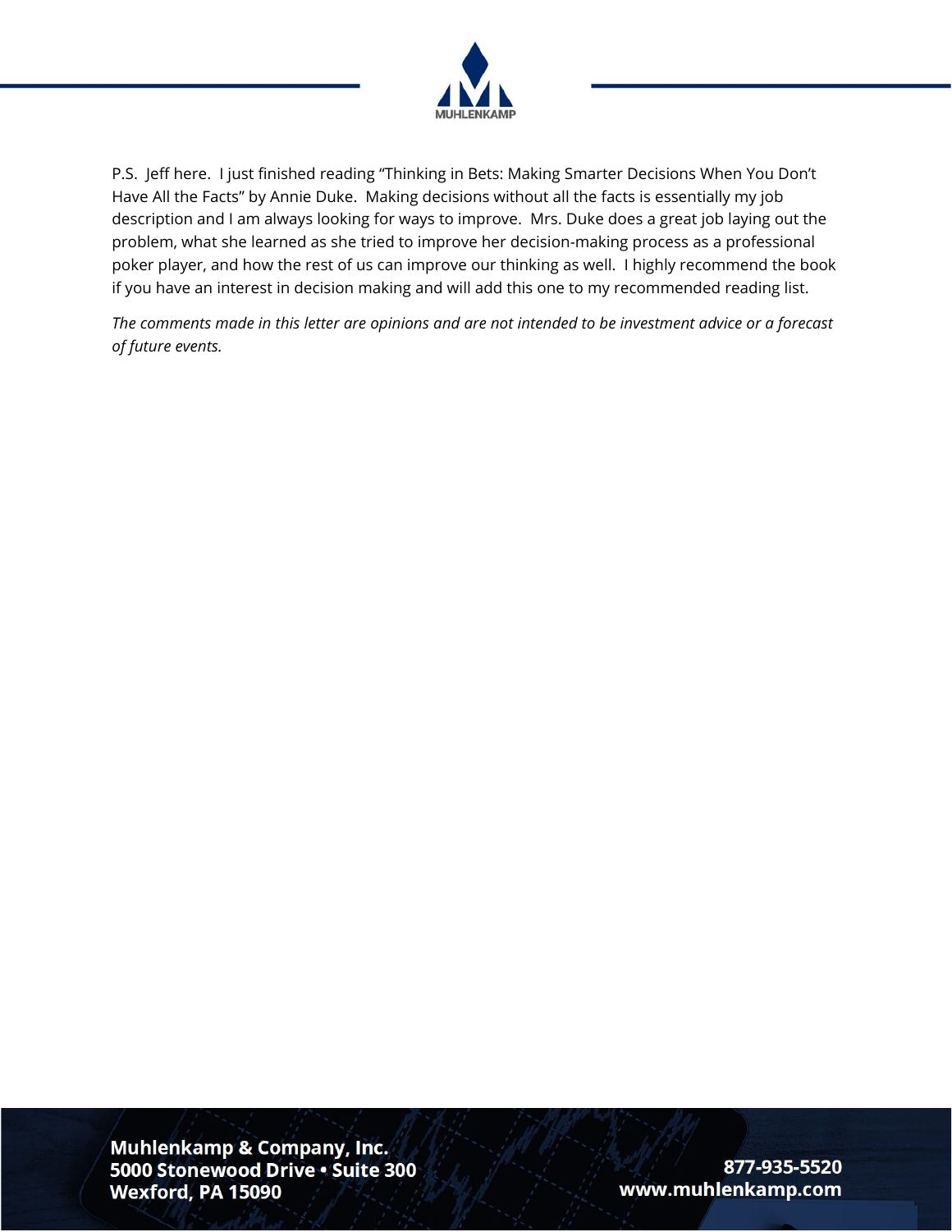P.S.  Jeff here.  I just finished reading "Thinking in Bets: Making Smarter Decisions When You Don't Have All the Facts" by Annie Duke.  Making decisions without all the facts is essentially my job description and I am always looking for ways to improve.  Mrs. Duke does a great job laying out the problem, what she learned as she tried to improve her decision-making process as a professional poker player, and how the rest of us can improve our thinking as well.  I highly recommend the book if you have an interest in decision making and will add this one to my recommended reading list.

*The comments made in this letter are opinions and are not intended to be investment advice or a forecast of future events.*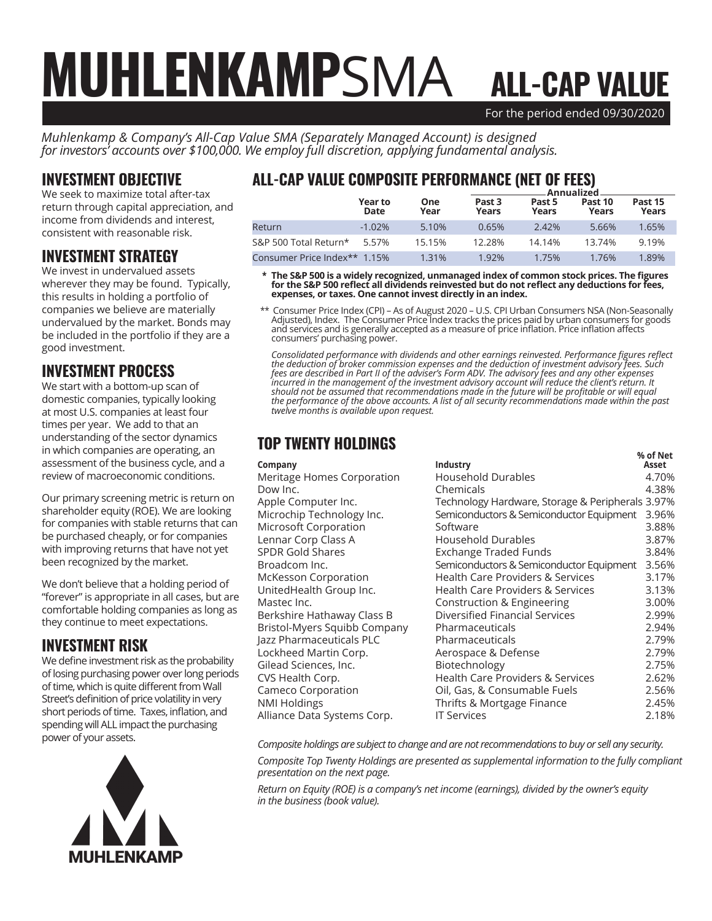# MUHLENKAMPSMA ALL-CAP VALUE

For the period ended 09/30/2020

*Muhlenkamp & Company's All-Cap Value SMA (Separately Managed Account) is designed for investors' accounts over $100,000. We employ full discretion, applying fundamental analysis.*

## INVESTMENT OBJECTIVE

We seek to maximize total after-tax return through capital appreciation, and income from dividends and interest, consistent with reasonable risk.

## INVESTMENT STRATEGY

We invest in undervalued assets wherever they may be found. Typically, this results in holding a portfolio of companies we believe are materially undervalued by the market. Bonds may be included in the portfolio if they are a good investment.

## INVESTMENT PROCESS

We start with a bottom-up scan of domestic companies, typically looking at most U.S. companies at least four times per year. We add to that an understanding of the sector dynamics in which companies are operating, an assessment of the business cycle, and a review of macroeconomic conditions.

Our primary screening metric is return on shareholder equity (ROE). We are looking for companies with stable returns that can be purchased cheaply, or for companies with improving returns that have not yet been recognized by the market.

We don't believe that a holding period of "forever" is appropriate in all cases, but are comfortable holding companies as long as they continue to meet expectations.

## INVESTMENT RISK

We define investment risk as the probability of losing purchasing power over long periods of time, which is quite different from Wall Street's definition of price volatility in very short periods of time. Taxes, inflation, and spending will ALL impact the purchasing power of your assets.

MUHLENKAMP

## ALL-CAP VALUE COMPOSITE PERFORMANCE (NET OF FEES)

| | Year to Date | One Year | Annualized Past 3 Years | Past 5 Years | Past 10 Years | Past 15 Years |
|---|---|---|---|---|---|---|
| Return | -1.02% | 5.10% | 0.65% | 2.42% | 5.66% | 1.65% |
| S&P 500 Total Return* | 5.57% | 15.15% | 12.28% | 14.14% | 13.74% | 9.19% |
| Consumer Price Index** | 1.15% | 1.31% | 1.92% | 1.75% | 1.76% | 1.89% |

**\* The S&P 500 is a widely recognized, unmanaged index of common stock prices. The figures for the S&P 500 reflect all dividends reinvested but do not reflect any deductions for fees, expenses, or taxes. One cannot invest directly in an index.**

** Consumer Price Index (CPI) – As of August 2020 – U.S. CPI Urban Consumers NSA (Non-Seasonally Adjusted), Index. The Consumer Price Index tracks the prices paid by urban consumers for goods and services and is generally accepted as a measure of price inflation. Price inflation affects consumers' purchasing power.

*Consolidated performance with dividends and other earnings reinvested. Performance figures reflect the deduction of broker commission expenses and the deduction of investment advisory fees. Such fees are described in Part II of the adviser's Form ADV. The advisory fees and any other expenses incurred in the management of the investment advisory account will reduce the client's return. It should not be assumed that recommendations made in the future will be profitable or will equal the performance of the above accounts. A list of all security recommendations made within the past twelve months is available upon request.*

## TOP TWENTY HOLDINGS

| Company | Industry | % of Net Asset |
|---|---|---|
| Meritage Homes Corporation | Household Durables | 4.70% |
| Dow Inc. | Chemicals | 4.38% |
| Apple Computer Inc. | Technology Hardware, Storage & Peripherals | 3.97% |
| Microchip Technology Inc. | Semiconductors & Semiconductor Equipment | 3.96% |
| Microsoft Corporation | Software | 3.88% |
| Lennar Corp Class A | Household Durables | 3.87% |
| SPDR Gold Shares | Exchange Traded Funds | 3.84% |
| Broadcom Inc. | Semiconductors & Semiconductor Equipment | 3.56% |
| McKesson Corporation | Health Care Providers & Services | 3.17% |
| UnitedHealth Group Inc. | Health Care Providers & Services | 3.13% |
| Mastec Inc. | Construction & Engineering | 3.00% |
| Berkshire Hathaway Class B | Diversified Financial Services | 2.99% |
| Bristol-Myers Squibb Company | Pharmaceuticals | 2.94% |
| Jazz Pharmaceuticals PLC | Pharmaceuticals | 2.79% |
| Lockheed Martin Corp. | Aerospace & Defense | 2.79% |
| Gilead Sciences, Inc. | Biotechnology | 2.75% |
| CVS Health Corp. | Health Care Providers & Services | 2.62% |
| Cameco Corporation | Oil, Gas, & Consumable Fuels | 2.56% |
| NMI Holdings | Thrifts & Mortgage Finance | 2.45% |
| Alliance Data Systems Corp. | IT Services | 2.18% |

*Composite holdings are subject to change and are not recommendations to buy or sell any security.*

*Composite Top Twenty Holdings are presented as supplemental information to the fully compliant presentation on the next page.*

*Return on Equity (ROE) is a company's net income (earnings), divided by the owner's equity in the business (book value).*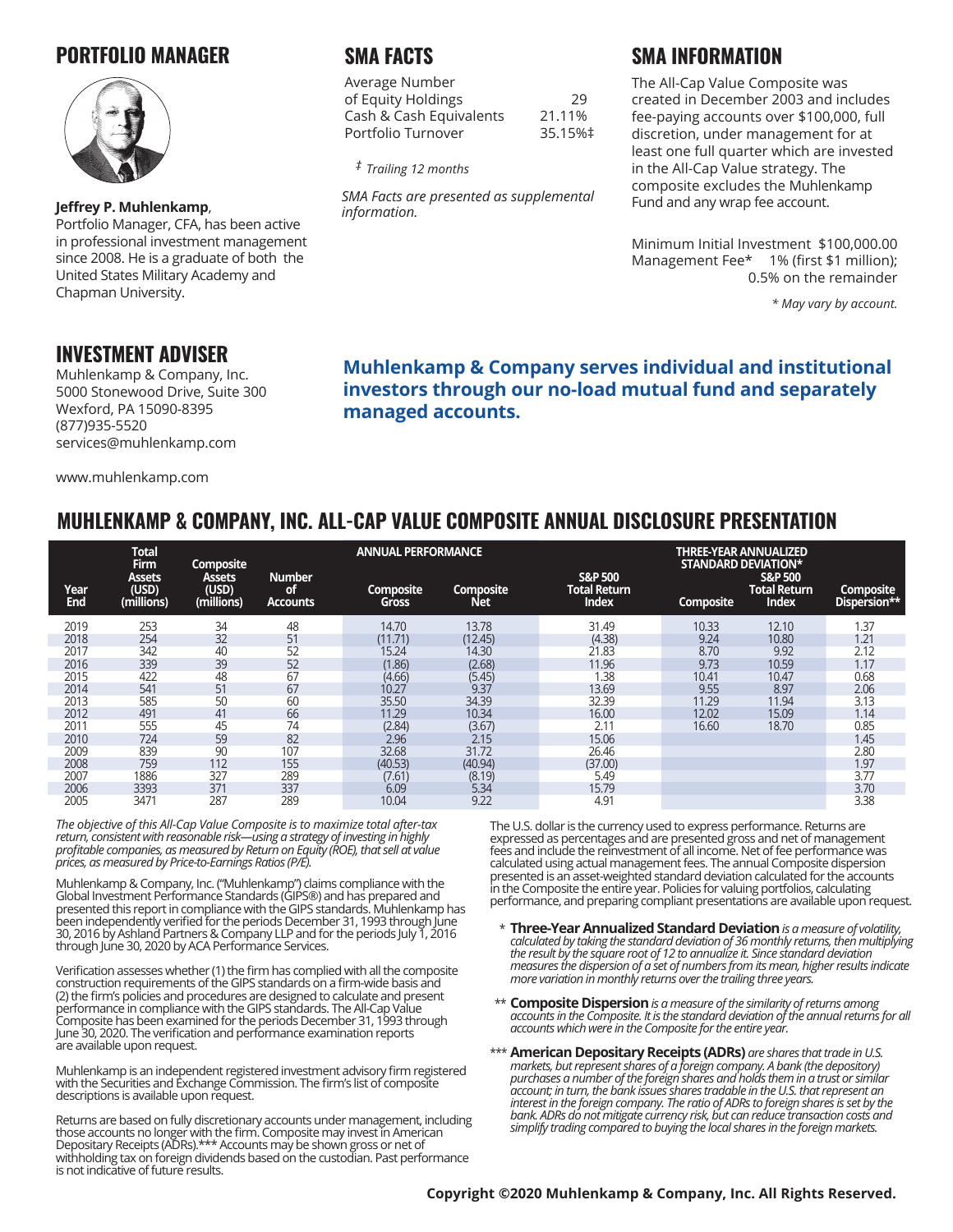## PORTFOLIO MANAGER

**Jeffrey P. Muhlenkamp**, Portfolio Manager, CFA, has been active in professional investment management since 2008. He is a graduate of both the United States Military Academy and Chapman University.

## SMA FACTS

| | |
|---|---|
| Average Number of Equity Holdings | 29 |
| Cash & Cash Equivalents | 21.11% |
| Portfolio Turnover | 35.15%‡ |

‡ *Trailing 12 months*

*SMA Facts are presented as supplemental information.*

## SMA INFORMATION

The All-Cap Value Composite was created in December 2003 and includes fee-paying accounts over $100,000, full discretion, under management for at least one full quarter which are invested in the All-Cap Value strategy. The composite excludes the Muhlenkamp Fund and any wrap fee account.

Minimum Initial Investment $100,000.00
Management Fee* 1% (first $1 million); 0.5% on the remainder

*\* May vary by account.*

## INVESTMENT ADVISER

Muhlenkamp & Company, Inc.
5000 Stonewood Drive, Suite 300
Wexford, PA 15090-8395
(877)935-5520
services@muhlenkamp.com

www.muhlenkamp.com

**Muhlenkamp & Company serves individual and institutional investors through our no-load mutual fund and separately managed accounts.**

## MUHLENKAMP & COMPANY, INC. ALL-CAP VALUE COMPOSITE ANNUAL DISCLOSURE PRESENTATION

| | | | | ANNUAL PERFORMANCE | | | THREE-YEAR ANNUALIZED STANDARD DEVIATION* | | |
|---|---|---|---|---|---|---|---|---|---|
| Year End | Total Firm Assets (USD) (millions) | Composite Assets (USD) (millions) | Number of Accounts | Composite Gross | Composite Net | S&P 500 Total Return Index | Composite | S&P 500 Total Return Index | Composite Dispersion** |
| 2019 | 253 | 34 | 48 | 14.70 | 13.78 | 31.49 | 10.33 | 12.10 | 1.37 |
| 2018 | 254 | 32 | 51 | (11.71) | (12.45) | (4.38) | 9.24 | 10.80 | 1.21 |
| 2017 | 342 | 40 | 52 | 15.24 | 14.30 | 21.83 | 8.70 | 9.92 | 2.12 |
| 2016 | 339 | 39 | 52 | (1.86) | (2.68) | 11.96 | 9.73 | 10.59 | 1.17 |
| 2015 | 422 | 48 | 67 | (4.66) | (5.45) | 1.38 | 10.41 | 10.47 | 0.68 |
| 2014 | 541 | 51 | 67 | 10.27 | 9.37 | 13.69 | 9.55 | 8.97 | 2.06 |
| 2013 | 585 | 50 | 60 | 35.50 | 34.39 | 32.39 | 11.29 | 11.94 | 3.13 |
| 2012 | 491 | 41 | 66 | 11.29 | 10.34 | 16.00 | 12.02 | 15.09 | 1.14 |
| 2011 | 555 | 45 | 74 | (2.84) | (3.67) | 2.11 | 16.60 | 18.70 | 0.85 |
| 2010 | 724 | 59 | 82 | 2.96 | 2.15 | 15.06 | | | 1.45 |
| 2009 | 839 | 90 | 107 | 32.68 | 31.72 | 26.46 | | | 2.80 |
| 2008 | 759 | 112 | 155 | (40.53) | (40.94) | (37.00) | | | 1.97 |
| 2007 | 1886 | 327 | 289 | (7.61) | (8.19) | 5.49 | | | 3.77 |
| 2006 | 3393 | 371 | 337 | 6.09 | 5.34 | 15.79 | | | 3.70 |
| 2005 | 3471 | 287 | 289 | 10.04 | 9.22 | 4.91 | | | 3.38 |

*The objective of this All-Cap Value Composite is to maximize total after-tax return, consistent with reasonable risk—using a strategy of investing in highly profitable companies, as measured by Return on Equity (ROE), that sell at value prices, as measured by Price-to-Earnings Ratios (P/E).*

Muhlenkamp & Company, Inc. ("Muhlenkamp") claims compliance with the Global Investment Performance Standards (GIPS®) and has prepared and presented this report in compliance with the GIPS standards. Muhlenkamp has been independently verified for the periods December 31, 1993 through June 30, 2016 by Ashland Partners & Company LLP and for the periods July 1, 2016 through June 30, 2020 by ACA Performance Services.

Verification assesses whether (1) the firm has complied with all the composite construction requirements of the GIPS standards on a firm-wide basis and (2) the firm's policies and procedures are designed to calculate and present performance in compliance with the GIPS standards. The All-Cap Value Composite has been examined for the periods December 31, 1993 through June 30, 2020. The verification and performance examination reports are available upon request.

Muhlenkamp is an independent registered investment advisory firm registered with the Securities and Exchange Commission. The firm's list of composite descriptions is available upon request.

Returns are based on fully discretionary accounts under management, including those accounts no longer with the firm. Composite may invest in American Depositary Receipts (ADRs).*** Accounts may be shown gross or net of withholding tax on foreign dividends based on the custodian. Past performance is not indicative of future results.

The U.S. dollar is the currency used to express performance. Returns are expressed as percentages and are presented gross and net of management fees and include the reinvestment of all income. Net of fee performance was calculated using actual management fees. The annual Composite dispersion presented is an asset-weighted standard deviation calculated for the accounts in the Composite the entire year. Policies for valuing portfolios, calculating performance, and preparing compliant presentations are available upon request.

\* **Three-Year Annualized Standard Deviation** *is a measure of volatility, calculated by taking the standard deviation of 36 monthly returns, then multiplying the result by the square root of 12 to annualize it. Since standard deviation measures the dispersion of a set of numbers from its mean, higher results indicate more variation in monthly returns over the trailing three years.*

\** **Composite Dispersion** *is a measure of the similarity of returns among accounts in the Composite. It is the standard deviation of the annual returns for all accounts which were in the Composite for the entire year.*

\*** **American Depositary Receipts (ADRs)** *are shares that trade in U.S. markets, but represent shares of a foreign company. A bank (the depository) purchases a number of the foreign shares and holds them in a trust or similar account; in turn, the bank issues shares tradable in the U.S. that represent an interest in the foreign company. The ratio of ADRs to foreign shares is set by the bank. ADRs do not mitigate currency risk, but can reduce transaction costs and simplify trading compared to buying the local shares in the foreign markets.*

**Copyright ©2020 Muhlenkamp & Company, Inc. All Rights Reserved.**